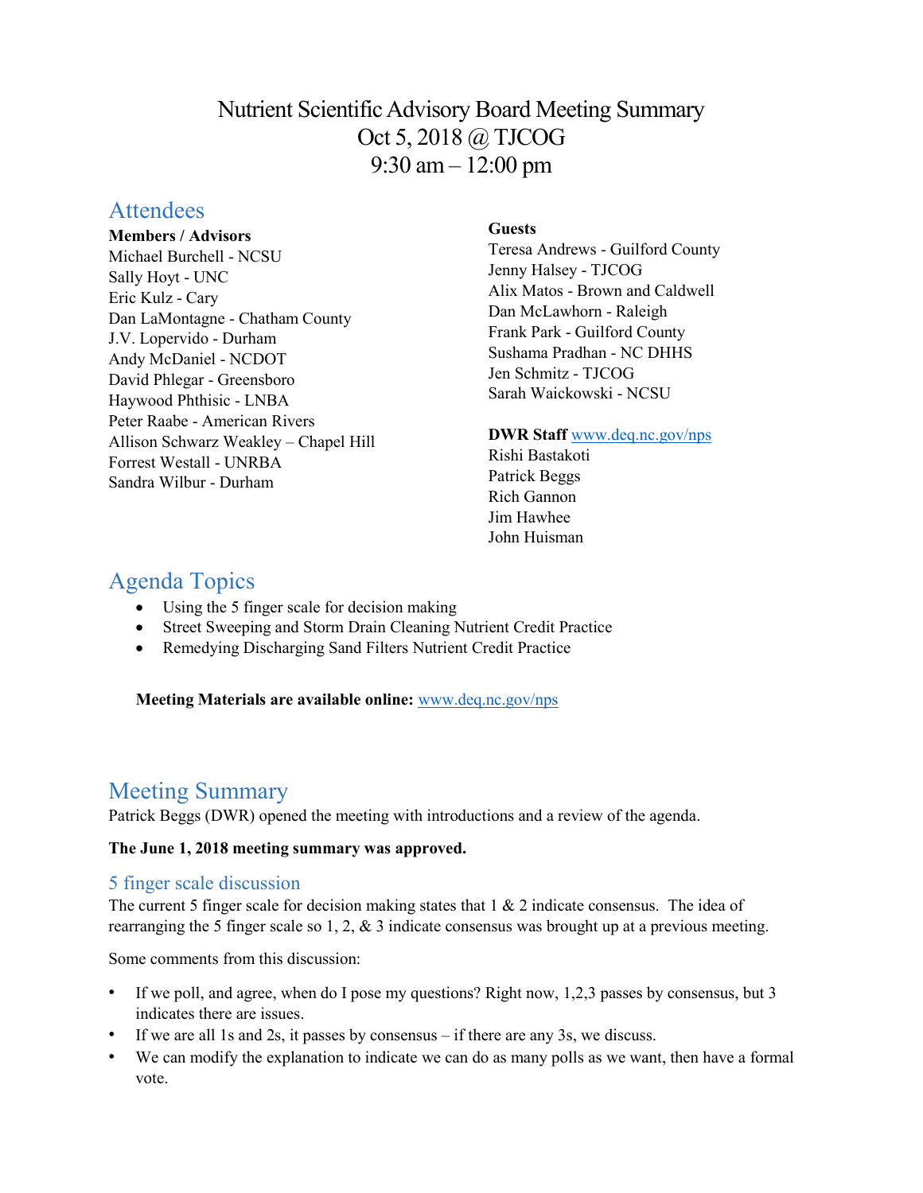# Nutrient Scientific Advisory Board Meeting Summary
# Oct 5, 2018 @ TJCOG
# 9:30 am – 12:00 pm

## Attendees

**Members / Advisors**
Michael Burchell - NCSU
Sally Hoyt - UNC
Eric Kulz - Cary
Dan LaMontagne - Chatham County
J.V. Lopervido - Durham
Andy McDaniel - NCDOT
David Phlegar - Greensboro
Haywood Phthisic - LNBA
Peter Raabe - American Rivers
Allison Schwarz Weakley – Chapel Hill
Forrest Westall - UNRBA
Sandra Wilbur - Durham

**Guests**
Teresa Andrews - Guilford County
Jenny Halsey - TJCOG
Alix Matos - Brown and Caldwell
Dan McLawhorn - Raleigh
Frank Park - Guilford County
Sushama Pradhan - NC DHHS
Jen Schmitz - TJCOG
Sarah Waickowski - NCSU

**DWR Staff** www.deq.nc.gov/nps
Rishi Bastakoti
Patrick Beggs
Rich Gannon
Jim Hawhee
John Huisman

## Agenda Topics

- Using the 5 finger scale for decision making
- Street Sweeping and Storm Drain Cleaning Nutrient Credit Practice
- Remedying Discharging Sand Filters Nutrient Credit Practice

**Meeting Materials are available online:** www.deq.nc.gov/nps

## Meeting Summary

Patrick Beggs (DWR) opened the meeting with introductions and a review of the agenda.

**The June 1, 2018 meeting summary was approved.**

### 5 finger scale discussion

The current 5 finger scale for decision making states that 1 & 2 indicate consensus. The idea of rearranging the 5 finger scale so 1, 2, & 3 indicate consensus was brought up at a previous meeting.

Some comments from this discussion:

- If we poll, and agree, when do I pose my questions? Right now, 1,2,3 passes by consensus, but 3 indicates there are issues.
- If we are all 1s and 2s, it passes by consensus – if there are any 3s, we discuss.
- We can modify the explanation to indicate we can do as many polls as we want, then have a formal vote.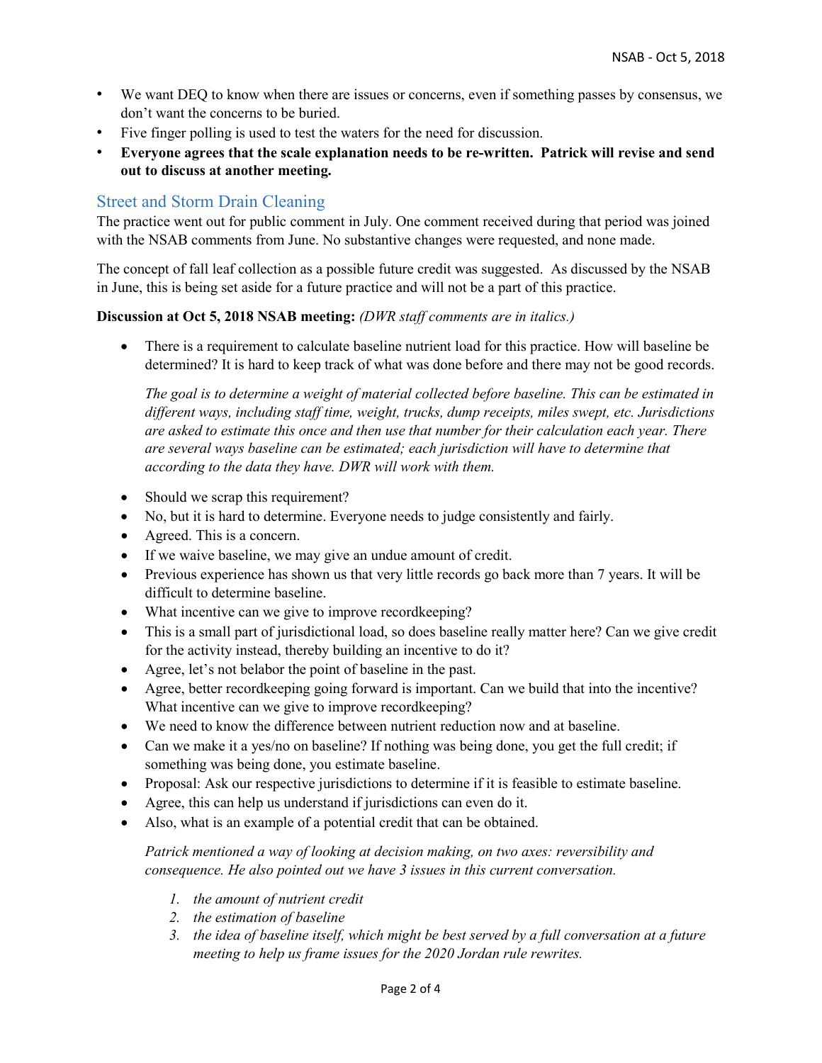- We want DEQ to know when there are issues or concerns, even if something passes by consensus, we don't want the concerns to be buried.
- Five finger polling is used to test the waters for the need for discussion.
- **Everyone agrees that the scale explanation needs to be re-written. Patrick will revise and send out to discuss at another meeting.**

## Street and Storm Drain Cleaning

The practice went out for public comment in July. One comment received during that period was joined with the NSAB comments from June. No substantive changes were requested, and none made.

The concept of fall leaf collection as a possible future credit was suggested. As discussed by the NSAB in June, this is being set aside for a future practice and will not be a part of this practice.

**Discussion at Oct 5, 2018 NSAB meeting:** *(DWR staff comments are in italics.)*

- There is a requirement to calculate baseline nutrient load for this practice. How will baseline be determined? It is hard to keep track of what was done before and there may not be good records.

  *The goal is to determine a weight of material collected before baseline. This can be estimated in different ways, including staff time, weight, trucks, dump receipts, miles swept, etc. Jurisdictions are asked to estimate this once and then use that number for their calculation each year. There are several ways baseline can be estimated; each jurisdiction will have to determine that according to the data they have. DWR will work with them.*

- Should we scrap this requirement?
- No, but it is hard to determine. Everyone needs to judge consistently and fairly.
- Agreed. This is a concern.
- If we waive baseline, we may give an undue amount of credit.
- Previous experience has shown us that very little records go back more than 7 years. It will be difficult to determine baseline.
- What incentive can we give to improve recordkeeping?
- This is a small part of jurisdictional load, so does baseline really matter here? Can we give credit for the activity instead, thereby building an incentive to do it?
- Agree, let's not belabor the point of baseline in the past.
- Agree, better recordkeeping going forward is important. Can we build that into the incentive? What incentive can we give to improve recordkeeping?
- We need to know the difference between nutrient reduction now and at baseline.
- Can we make it a yes/no on baseline? If nothing was being done, you get the full credit; if something was being done, you estimate baseline.
- Proposal: Ask our respective jurisdictions to determine if it is feasible to estimate baseline.
- Agree, this can help us understand if jurisdictions can even do it.
- Also, what is an example of a potential credit that can be obtained.

  *Patrick mentioned a way of looking at decision making, on two axes: reversibility and consequence. He also pointed out we have 3 issues in this current conversation.*

  1. *the amount of nutrient credit*
  2. *the estimation of baseline*
  3. *the idea of baseline itself, which might be best served by a full conversation at a future meeting to help us frame issues for the 2020 Jordan rule rewrites.*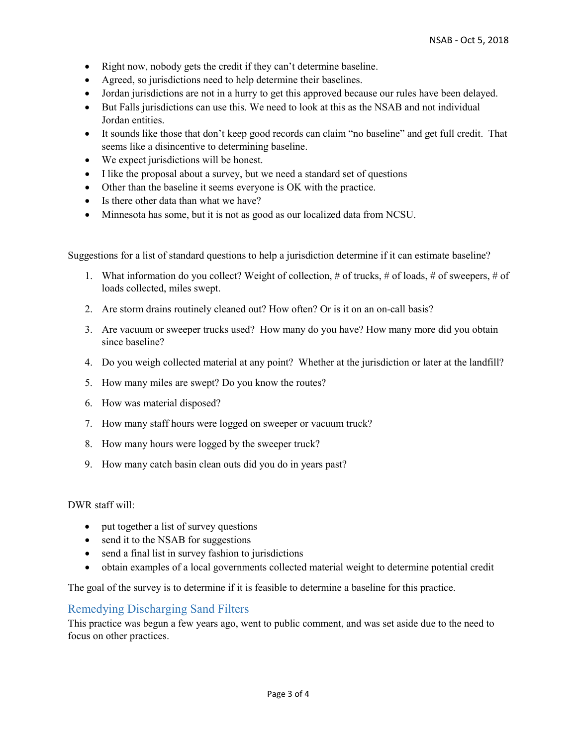- Right now, nobody gets the credit if they can't determine baseline.
- Agreed, so jurisdictions need to help determine their baselines.
- Jordan jurisdictions are not in a hurry to get this approved because our rules have been delayed.
- But Falls jurisdictions can use this. We need to look at this as the NSAB and not individual Jordan entities.
- It sounds like those that don't keep good records can claim "no baseline" and get full credit. That seems like a disincentive to determining baseline.
- We expect jurisdictions will be honest.
- I like the proposal about a survey, but we need a standard set of questions
- Other than the baseline it seems everyone is OK with the practice.
- Is there other data than what we have?
- Minnesota has some, but it is not as good as our localized data from NCSU.

Suggestions for a list of standard questions to help a jurisdiction determine if it can estimate baseline?

1. What information do you collect? Weight of collection, # of trucks, # of loads, # of sweepers, # of loads collected, miles swept.
2. Are storm drains routinely cleaned out? How often? Or is it on an on-call basis?
3. Are vacuum or sweeper trucks used? How many do you have? How many more did you obtain since baseline?
4. Do you weigh collected material at any point? Whether at the jurisdiction or later at the landfill?
5. How many miles are swept? Do you know the routes?
6. How was material disposed?
7. How many staff hours were logged on sweeper or vacuum truck?
8. How many hours were logged by the sweeper truck?
9. How many catch basin clean outs did you do in years past?

DWR staff will:

- put together a list of survey questions
- send it to the NSAB for suggestions
- send a final list in survey fashion to jurisdictions
- obtain examples of a local governments collected material weight to determine potential credit

The goal of the survey is to determine if it is feasible to determine a baseline for this practice.

## Remedying Discharging Sand Filters

This practice was begun a few years ago, went to public comment, and was set aside due to the need to focus on other practices.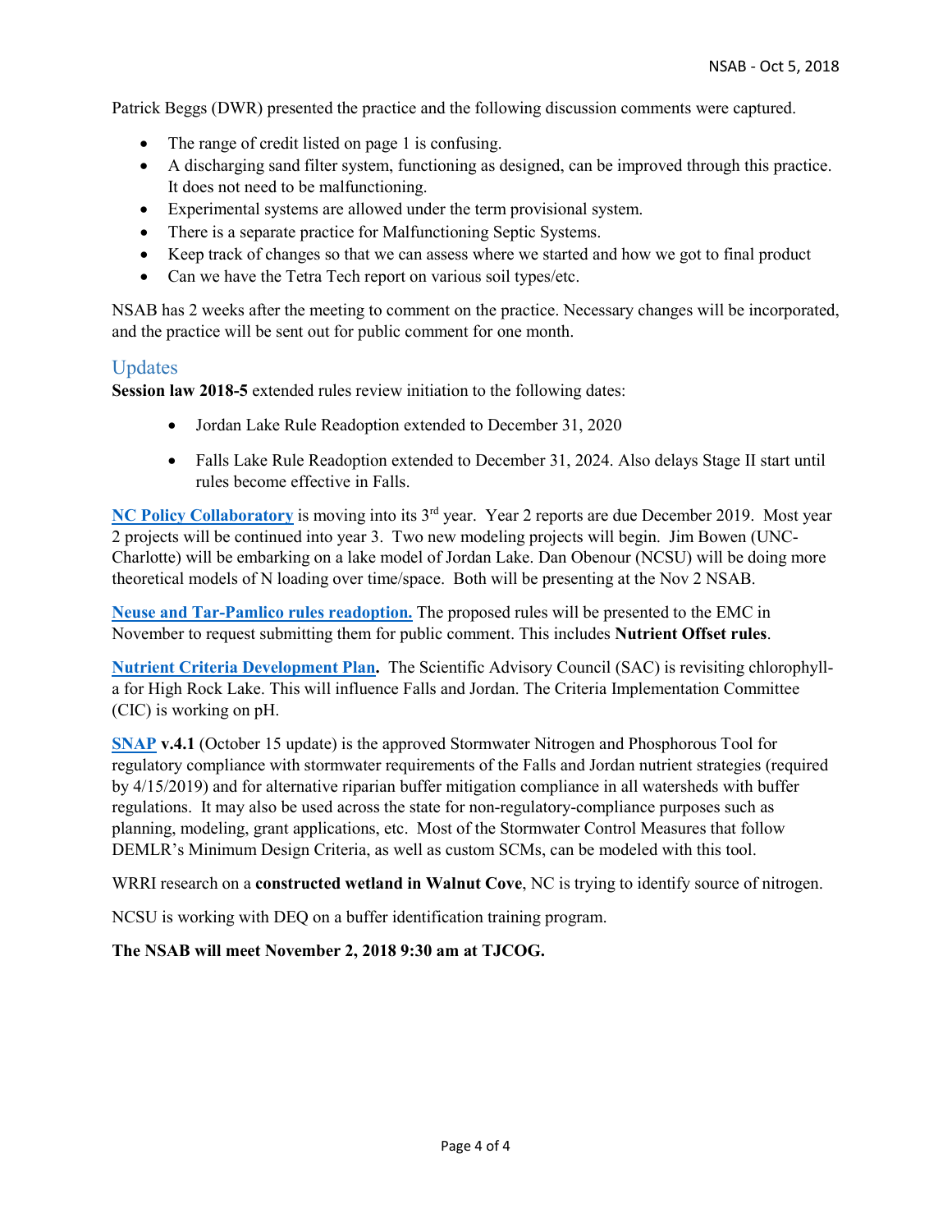Patrick Beggs (DWR) presented the practice and the following discussion comments were captured.

- The range of credit listed on page 1 is confusing.
- A discharging sand filter system, functioning as designed, can be improved through this practice. It does not need to be malfunctioning.
- Experimental systems are allowed under the term provisional system.
- There is a separate practice for Malfunctioning Septic Systems.
- Keep track of changes so that we can assess where we started and how we got to final product
- Can we have the Tetra Tech report on various soil types/etc.

NSAB has 2 weeks after the meeting to comment on the practice. Necessary changes will be incorporated, and the practice will be sent out for public comment for one month.

## Updates

**Session law 2018-5** extended rules review initiation to the following dates:

- Jordan Lake Rule Readoption extended to December 31, 2020
- Falls Lake Rule Readoption extended to December 31, 2024. Also delays Stage II start until rules become effective in Falls.

**NC Policy Collaboratory** is moving into its 3rd year. Year 2 reports are due December 2019. Most year 2 projects will be continued into year 3. Two new modeling projects will begin. Jim Bowen (UNC-Charlotte) will be embarking on a lake model of Jordan Lake. Dan Obenour (NCSU) will be doing more theoretical models of N loading over time/space. Both will be presenting at the Nov 2 NSAB.

**Neuse and Tar-Pamlico rules readoption.** The proposed rules will be presented to the EMC in November to request submitting them for public comment. This includes **Nutrient Offset rules**.

**Nutrient Criteria Development Plan.** The Scientific Advisory Council (SAC) is revisiting chlorophyll-a for High Rock Lake. This will influence Falls and Jordan. The Criteria Implementation Committee (CIC) is working on pH.

**SNAP v.4.1** (October 15 update) is the approved Stormwater Nitrogen and Phosphorous Tool for regulatory compliance with stormwater requirements of the Falls and Jordan nutrient strategies (required by 4/15/2019) and for alternative riparian buffer mitigation compliance in all watersheds with buffer regulations. It may also be used across the state for non-regulatory-compliance purposes such as planning, modeling, grant applications, etc. Most of the Stormwater Control Measures that follow DEMLR's Minimum Design Criteria, as well as custom SCMs, can be modeled with this tool.

WRRI research on a **constructed wetland in Walnut Cove**, NC is trying to identify source of nitrogen.

NCSU is working with DEQ on a buffer identification training program.

**The NSAB will meet November 2, 2018 9:30 am at TJCOG.**